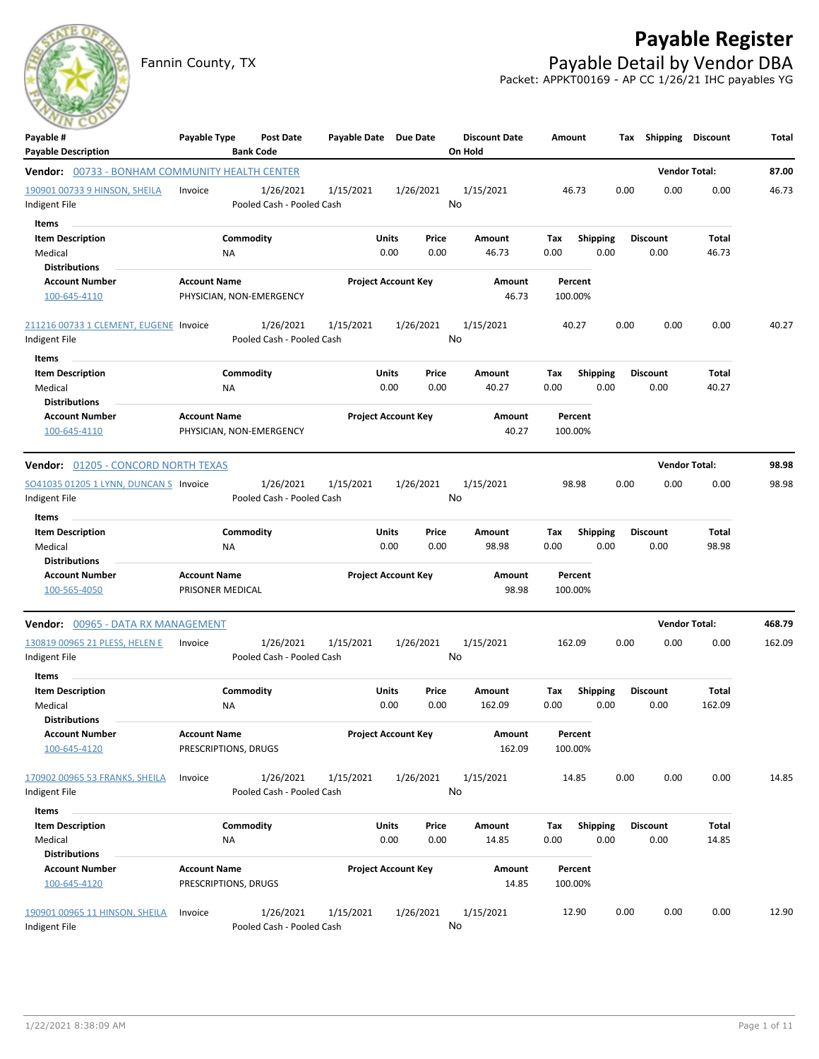# Payable Register

Fannin County, TX

## Payable Detail by Vendor DBA

Packet: APPKT00169 - AP CC 1/26/21 IHC payables YG

| Payable # / Payable Description | Payable Type | Post Date / Bank Code | Payable Date | Due Date | Discount Date / On Hold | Amount | Tax | Shipping | Discount | Total |
|---|---|---|---|---|---|---|---|---|---|---|

**Vendor: 00733 - BONHAM COMMUNITY HEALTH CENTER** — Vendor Total: **87.00**

| Payable # | Payable Type | Post Date | Payable Date | Due Date | Discount Date | Amount | Tax | Shipping | Discount | Total |
|---|---|---|---|---|---|---|---|---|---|---|
| 190901 00733 9 HINSON, SHEILA | Invoice | 1/26/2021 | 1/15/2021 | 1/26/2021 | 1/15/2021 | 46.73 | 0.00 | 0.00 | 0.00 | 46.73 |
| Indigent File | | Pooled Cash - Pooled Cash | | | No | | | | | |

Items

| Item Description | Commodity | Units | Price | Amount | Tax | Shipping | Discount | Total |
|---|---|---|---|---|---|---|---|---|
| Medical | NA | 0.00 | 0.00 | 46.73 | 0.00 | 0.00 | 0.00 | 46.73 |

Distributions

| Account Number | Account Name | Project Account Key | Amount | Percent |
|---|---|---|---|---|
| 100-645-4110 | PHYSICIAN, NON-EMERGENCY | | 46.73 | 100.00% |

| Payable # | Payable Type | Post Date | Payable Date | Due Date | Discount Date | Amount | Tax | Shipping | Discount | Total |
|---|---|---|---|---|---|---|---|---|---|---|
| 211216 00733 1 CLEMENT, EUGENE | Invoice | 1/26/2021 | 1/15/2021 | 1/26/2021 | 1/15/2021 | 40.27 | 0.00 | 0.00 | 0.00 | 40.27 |
| Indigent File | | Pooled Cash - Pooled Cash | | | No | | | | | |

Items

| Item Description | Commodity | Units | Price | Amount | Tax | Shipping | Discount | Total |
|---|---|---|---|---|---|---|---|---|
| Medical | NA | 0.00 | 0.00 | 40.27 | 0.00 | 0.00 | 0.00 | 40.27 |

Distributions

| Account Number | Account Name | Project Account Key | Amount | Percent |
|---|---|---|---|---|
| 100-645-4110 | PHYSICIAN, NON-EMERGENCY | | 40.27 | 100.00% |

**Vendor: 01205 - CONCORD NORTH TEXAS** — Vendor Total: **98.98**

| Payable # | Payable Type | Post Date | Payable Date | Due Date | Discount Date | Amount | Tax | Shipping | Discount | Total |
|---|---|---|---|---|---|---|---|---|---|---|
| SO41035 01205 1 LYNN, DUNCAN S | Invoice | 1/26/2021 | 1/15/2021 | 1/26/2021 | 1/15/2021 | 98.98 | 0.00 | 0.00 | 0.00 | 98.98 |
| Indigent File | | Pooled Cash - Pooled Cash | | | No | | | | | |

Items

| Item Description | Commodity | Units | Price | Amount | Tax | Shipping | Discount | Total |
|---|---|---|---|---|---|---|---|---|
| Medical | NA | 0.00 | 0.00 | 98.98 | 0.00 | 0.00 | 0.00 | 98.98 |

Distributions

| Account Number | Account Name | Project Account Key | Amount | Percent |
|---|---|---|---|---|
| 100-565-4050 | PRISONER MEDICAL | | 98.98 | 100.00% |

**Vendor: 00965 - DATA RX MANAGEMENT** — Vendor Total: **468.79**

| Payable # | Payable Type | Post Date | Payable Date | Due Date | Discount Date | Amount | Tax | Shipping | Discount | Total |
|---|---|---|---|---|---|---|---|---|---|---|
| 130819 00965 21 PLESS, HELEN E | Invoice | 1/26/2021 | 1/15/2021 | 1/26/2021 | 1/15/2021 | 162.09 | 0.00 | 0.00 | 0.00 | 162.09 |
| Indigent File | | Pooled Cash - Pooled Cash | | | No | | | | | |

Items

| Item Description | Commodity | Units | Price | Amount | Tax | Shipping | Discount | Total |
|---|---|---|---|---|---|---|---|---|
| Medical | NA | 0.00 | 0.00 | 162.09 | 0.00 | 0.00 | 0.00 | 162.09 |

Distributions

| Account Number | Account Name | Project Account Key | Amount | Percent |
|---|---|---|---|---|
| 100-645-4120 | PRESCRIPTIONS, DRUGS | | 162.09 | 100.00% |

| Payable # | Payable Type | Post Date | Payable Date | Due Date | Discount Date | Amount | Tax | Shipping | Discount | Total |
|---|---|---|---|---|---|---|---|---|---|---|
| 170902 00965 53 FRANKS, SHEILA | Invoice | 1/26/2021 | 1/15/2021 | 1/26/2021 | 1/15/2021 | 14.85 | 0.00 | 0.00 | 0.00 | 14.85 |
| Indigent File | | Pooled Cash - Pooled Cash | | | No | | | | | |

Items

| Item Description | Commodity | Units | Price | Amount | Tax | Shipping | Discount | Total |
|---|---|---|---|---|---|---|---|---|
| Medical | NA | 0.00 | 0.00 | 14.85 | 0.00 | 0.00 | 0.00 | 14.85 |

Distributions

| Account Number | Account Name | Project Account Key | Amount | Percent |
|---|---|---|---|---|
| 100-645-4120 | PRESCRIPTIONS, DRUGS | | 14.85 | 100.00% |

| Payable # | Payable Type | Post Date | Payable Date | Due Date | Discount Date | Amount | Tax | Shipping | Discount | Total |
|---|---|---|---|---|---|---|---|---|---|---|
| 190901 00965 11 HINSON, SHEILA | Invoice | 1/26/2021 | 1/15/2021 | 1/26/2021 | 1/15/2021 | 12.90 | 0.00 | 0.00 | 0.00 | 12.90 |
| Indigent File | | Pooled Cash - Pooled Cash | | | No | | | | | |

1/22/2021 8:38:09 AM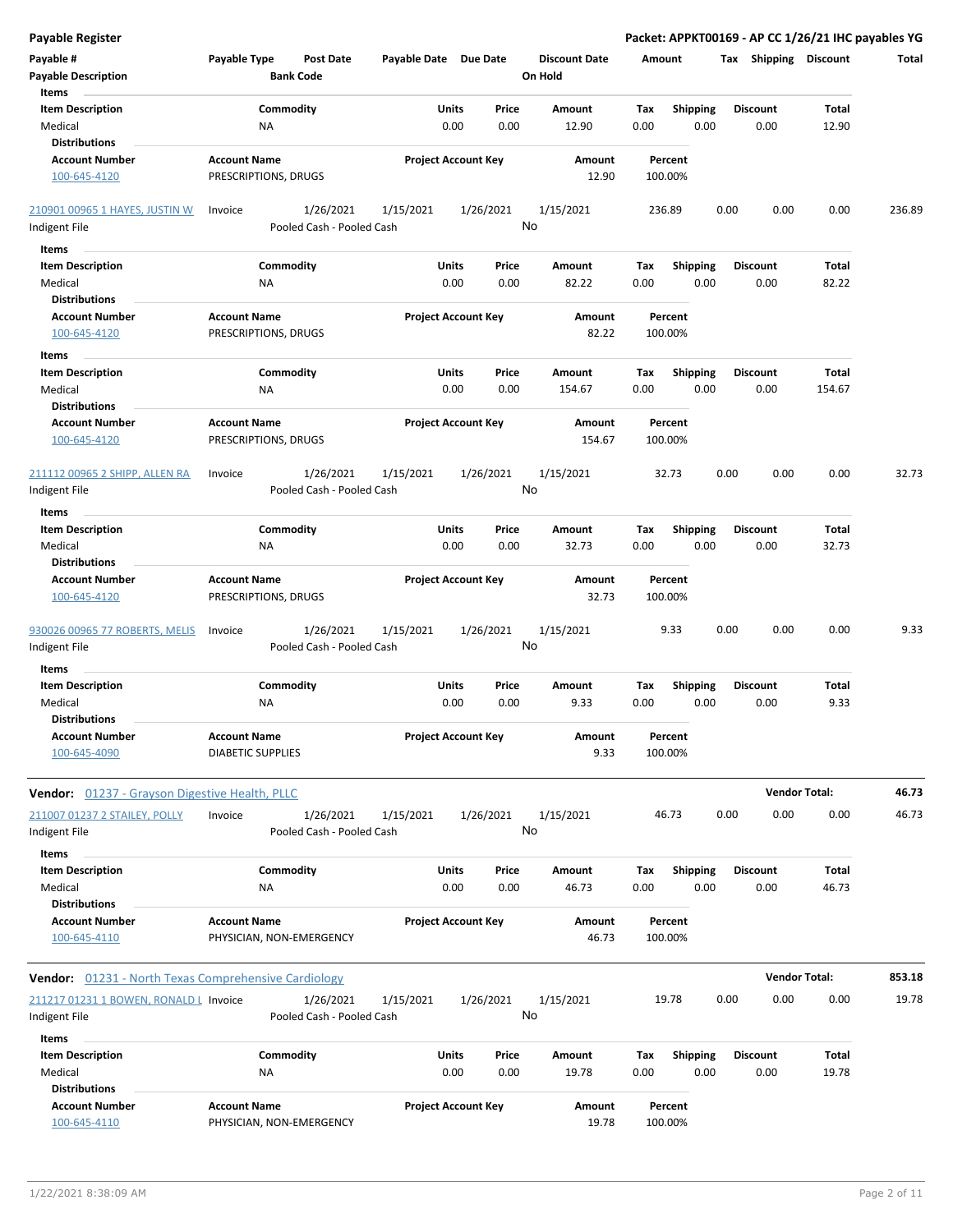**Payable Register** — Packet: APPKT00169 - AP CC 1/26/21 IHC payables YG

| Payable # | Payable Type | Post Date | Payable Date | Due Date | Discount Date | Amount | Tax | Shipping | Discount | Total |
|---|---|---|---|---|---|---|---|---|---|---|
| Payable Description | | Bank Code | | | On Hold | | | | | |

**Items**

| Item Description | Commodity | Units | Price | Amount | Tax | Shipping | Discount | Total |
|---|---|---|---|---|---|---|---|---|
| Medical | NA | 0.00 | 0.00 | 12.90 | 0.00 | 0.00 | 0.00 | 12.90 |

**Distributions**

| Account Number | Account Name | Project Account Key | Amount | Percent |
|---|---|---|---|---|
| 100-645-4120 | PRESCRIPTIONS, DRUGS | | 12.90 | 100.00% |

| Payable # | Payable Type | Post Date | Payable Date | Due Date | Discount Date | Amount | Tax | Shipping | Discount | Total |
|---|---|---|---|---|---|---|---|---|---|---|
| 210901 00965 1 HAYES, JUSTIN W | Invoice | 1/26/2021 | 1/15/2021 | 1/26/2021 | 1/15/2021 | 236.89 | 0.00 | 0.00 | 0.00 | 236.89 |
| Indigent File | | Pooled Cash - Pooled Cash | | | No | | | | | |

**Items**

| Item Description | Commodity | Units | Price | Amount | Tax | Shipping | Discount | Total |
|---|---|---|---|---|---|---|---|---|
| Medical | NA | 0.00 | 0.00 | 82.22 | 0.00 | 0.00 | 0.00 | 82.22 |

**Distributions**

| Account Number | Account Name | Project Account Key | Amount | Percent |
|---|---|---|---|---|
| 100-645-4120 | PRESCRIPTIONS, DRUGS | | 82.22 | 100.00% |

**Items**

| Item Description | Commodity | Units | Price | Amount | Tax | Shipping | Discount | Total |
|---|---|---|---|---|---|---|---|---|
| Medical | NA | 0.00 | 0.00 | 154.67 | 0.00 | 0.00 | 0.00 | 154.67 |

**Distributions**

| Account Number | Account Name | Project Account Key | Amount | Percent |
|---|---|---|---|---|
| 100-645-4120 | PRESCRIPTIONS, DRUGS | | 154.67 | 100.00% |

| Payable # | Payable Type | Post Date | Payable Date | Due Date | Discount Date | Amount | Tax | Shipping | Discount | Total |
|---|---|---|---|---|---|---|---|---|---|---|
| 211112 00965 2 SHIPP, ALLEN RA | Invoice | 1/26/2021 | 1/15/2021 | 1/26/2021 | 1/15/2021 | 32.73 | 0.00 | 0.00 | 0.00 | 32.73 |
| Indigent File | | Pooled Cash - Pooled Cash | | | No | | | | | |

**Items**

| Item Description | Commodity | Units | Price | Amount | Tax | Shipping | Discount | Total |
|---|---|---|---|---|---|---|---|---|
| Medical | NA | 0.00 | 0.00 | 32.73 | 0.00 | 0.00 | 0.00 | 32.73 |

**Distributions**

| Account Number | Account Name | Project Account Key | Amount | Percent |
|---|---|---|---|---|
| 100-645-4120 | PRESCRIPTIONS, DRUGS | | 32.73 | 100.00% |

| Payable # | Payable Type | Post Date | Payable Date | Due Date | Discount Date | Amount | Tax | Shipping | Discount | Total |
|---|---|---|---|---|---|---|---|---|---|---|
| 930026 00965 77 ROBERTS, MELIS | Invoice | 1/26/2021 | 1/15/2021 | 1/26/2021 | 1/15/2021 | 9.33 | 0.00 | 0.00 | 0.00 | 9.33 |
| Indigent File | | Pooled Cash - Pooled Cash | | | No | | | | | |

**Items**

| Item Description | Commodity | Units | Price | Amount | Tax | Shipping | Discount | Total |
|---|---|---|---|---|---|---|---|---|
| Medical | NA | 0.00 | 0.00 | 9.33 | 0.00 | 0.00 | 0.00 | 9.33 |

**Distributions**

| Account Number | Account Name | Project Account Key | Amount | Percent |
|---|---|---|---|---|
| 100-645-4090 | DIABETIC SUPPLIES | | 9.33 | 100.00% |

**Vendor:** 01237 - Grayson Digestive Health, PLLC — **Vendor Total: 46.73**

| Payable # | Payable Type | Post Date | Payable Date | Due Date | Discount Date | Amount | Tax | Shipping | Discount | Total |
|---|---|---|---|---|---|---|---|---|---|---|
| 211007 01237 2 STAILEY, POLLY | Invoice | 1/26/2021 | 1/15/2021 | 1/26/2021 | 1/15/2021 | 46.73 | 0.00 | 0.00 | 0.00 | 46.73 |
| Indigent File | | Pooled Cash - Pooled Cash | | | No | | | | | |

**Items**

| Item Description | Commodity | Units | Price | Amount | Tax | Shipping | Discount | Total |
|---|---|---|---|---|---|---|---|---|
| Medical | NA | 0.00 | 0.00 | 46.73 | 0.00 | 0.00 | 0.00 | 46.73 |

**Distributions**

| Account Number | Account Name | Project Account Key | Amount | Percent |
|---|---|---|---|---|
| 100-645-4110 | PHYSICIAN, NON-EMERGENCY | | 46.73 | 100.00% |

**Vendor:** 01231 - North Texas Comprehensive Cardiology — **Vendor Total: 853.18**

| Payable # | Payable Type | Post Date | Payable Date | Due Date | Discount Date | Amount | Tax | Shipping | Discount | Total |
|---|---|---|---|---|---|---|---|---|---|---|
| 211217 01231 1 BOWEN, RONALD L | Invoice | 1/26/2021 | 1/15/2021 | 1/26/2021 | 1/15/2021 | 19.78 | 0.00 | 0.00 | 0.00 | 19.78 |
| Indigent File | | Pooled Cash - Pooled Cash | | | No | | | | | |

**Items**

| Item Description | Commodity | Units | Price | Amount | Tax | Shipping | Discount | Total |
|---|---|---|---|---|---|---|---|---|
| Medical | NA | 0.00 | 0.00 | 19.78 | 0.00 | 0.00 | 0.00 | 19.78 |

**Distributions**

| Account Number | Account Name | Project Account Key | Amount | Percent |
|---|---|---|---|---|
| 100-645-4110 | PHYSICIAN, NON-EMERGENCY | | 19.78 | 100.00% |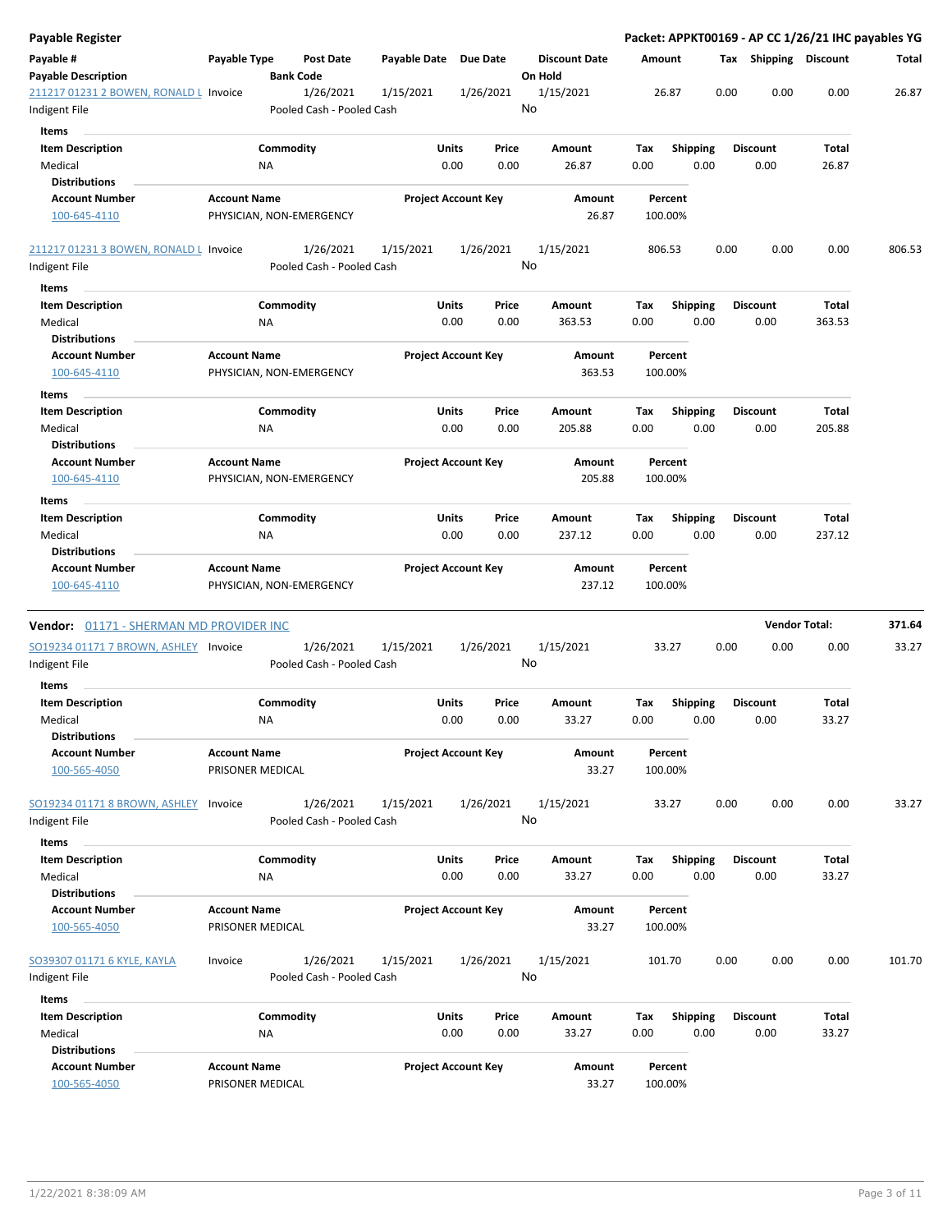## Payable Register

**Packet: APPKT00169 - AP CC 1/26/21 IHC payables YG**

| Payable # / Payable Description | Payable Type | Post Date / Bank Code | Payable Date | Due Date | Discount Date / On Hold | Amount | Tax | Shipping | Discount | Total |
|---|---|---|---|---|---|---|---|---|---|---|
| 211217 01231 2 BOWEN, RONALD L / Indigent File | Invoice | 1/26/2021 / Pooled Cash - Pooled Cash | 1/15/2021 | 1/26/2021 | 1/15/2021 / No | 26.87 | 0.00 | 0.00 | 0.00 | 26.87 |

**Items**

| Item Description | Commodity | Units | Price | Amount | Tax | Shipping | Discount | Total |
|---|---|---|---|---|---|---|---|---|
| Medical | NA | 0.00 | 0.00 | 26.87 | 0.00 | 0.00 | 0.00 | 26.87 |

**Distributions**

| Account Number | Account Name | Project Account Key | Amount | Percent |
|---|---|---|---|---|
| 100-645-4110 | PHYSICIAN, NON-EMERGENCY | | 26.87 | 100.00% |

| Payable # / Payable Description | Payable Type | Post Date / Bank Code | Payable Date | Due Date | Discount Date / On Hold | Amount | Tax | Shipping | Discount | Total |
|---|---|---|---|---|---|---|---|---|---|---|
| 211217 01231 3 BOWEN, RONALD L / Indigent File | Invoice | 1/26/2021 / Pooled Cash - Pooled Cash | 1/15/2021 | 1/26/2021 | 1/15/2021 / No | 806.53 | 0.00 | 0.00 | 0.00 | 806.53 |

**Items**

| Item Description | Commodity | Units | Price | Amount | Tax | Shipping | Discount | Total |
|---|---|---|---|---|---|---|---|---|
| Medical | NA | 0.00 | 0.00 | 363.53 | 0.00 | 0.00 | 0.00 | 363.53 |

**Distributions**

| Account Number | Account Name | Project Account Key | Amount | Percent |
|---|---|---|---|---|
| 100-645-4110 | PHYSICIAN, NON-EMERGENCY | | 363.53 | 100.00% |

**Items**

| Item Description | Commodity | Units | Price | Amount | Tax | Shipping | Discount | Total |
|---|---|---|---|---|---|---|---|---|
| Medical | NA | 0.00 | 0.00 | 205.88 | 0.00 | 0.00 | 0.00 | 205.88 |

**Distributions**

| Account Number | Account Name | Project Account Key | Amount | Percent |
|---|---|---|---|---|
| 100-645-4110 | PHYSICIAN, NON-EMERGENCY | | 205.88 | 100.00% |

**Items**

| Item Description | Commodity | Units | Price | Amount | Tax | Shipping | Discount | Total |
|---|---|---|---|---|---|---|---|---|
| Medical | NA | 0.00 | 0.00 | 237.12 | 0.00 | 0.00 | 0.00 | 237.12 |

**Distributions**

| Account Number | Account Name | Project Account Key | Amount | Percent |
|---|---|---|---|---|
| 100-645-4110 | PHYSICIAN, NON-EMERGENCY | | 237.12 | 100.00% |

**Vendor:** 01171 - SHERMAN MD PROVIDER INC — **Vendor Total: 371.64**

| Payable # / Payable Description | Payable Type | Post Date / Bank Code | Payable Date | Due Date | Discount Date / On Hold | Amount | Tax | Shipping | Discount | Total |
|---|---|---|---|---|---|---|---|---|---|---|
| SO19234 01171 7 BROWN, ASHLEY / Indigent File | Invoice | 1/26/2021 / Pooled Cash - Pooled Cash | 1/15/2021 | 1/26/2021 | 1/15/2021 / No | 33.27 | 0.00 | 0.00 | 0.00 | 33.27 |

**Items**

| Item Description | Commodity | Units | Price | Amount | Tax | Shipping | Discount | Total |
|---|---|---|---|---|---|---|---|---|
| Medical | NA | 0.00 | 0.00 | 33.27 | 0.00 | 0.00 | 0.00 | 33.27 |

**Distributions**

| Account Number | Account Name | Project Account Key | Amount | Percent |
|---|---|---|---|---|
| 100-565-4050 | PRISONER MEDICAL | | 33.27 | 100.00% |

| Payable # / Payable Description | Payable Type | Post Date / Bank Code | Payable Date | Due Date | Discount Date / On Hold | Amount | Tax | Shipping | Discount | Total |
|---|---|---|---|---|---|---|---|---|---|---|
| SO19234 01171 8 BROWN, ASHLEY / Indigent File | Invoice | 1/26/2021 / Pooled Cash - Pooled Cash | 1/15/2021 | 1/26/2021 | 1/15/2021 / No | 33.27 | 0.00 | 0.00 | 0.00 | 33.27 |

**Items**

| Item Description | Commodity | Units | Price | Amount | Tax | Shipping | Discount | Total |
|---|---|---|---|---|---|---|---|---|
| Medical | NA | 0.00 | 0.00 | 33.27 | 0.00 | 0.00 | 0.00 | 33.27 |

**Distributions**

| Account Number | Account Name | Project Account Key | Amount | Percent |
|---|---|---|---|---|
| 100-565-4050 | PRISONER MEDICAL | | 33.27 | 100.00% |

| Payable # / Payable Description | Payable Type | Post Date / Bank Code | Payable Date | Due Date | Discount Date / On Hold | Amount | Tax | Shipping | Discount | Total |
|---|---|---|---|---|---|---|---|---|---|---|
| SO39307 01171 6 KYLE, KAYLA / Indigent File | Invoice | 1/26/2021 / Pooled Cash - Pooled Cash | 1/15/2021 | 1/26/2021 | 1/15/2021 / No | 101.70 | 0.00 | 0.00 | 0.00 | 101.70 |

**Items**

| Item Description | Commodity | Units | Price | Amount | Tax | Shipping | Discount | Total |
|---|---|---|---|---|---|---|---|---|
| Medical | NA | 0.00 | 0.00 | 33.27 | 0.00 | 0.00 | 0.00 | 33.27 |

**Distributions**

| Account Number | Account Name | Project Account Key | Amount | Percent |
|---|---|---|---|---|
| 100-565-4050 | PRISONER MEDICAL | | 33.27 | 100.00% |

1/22/2021 8:38:09 AM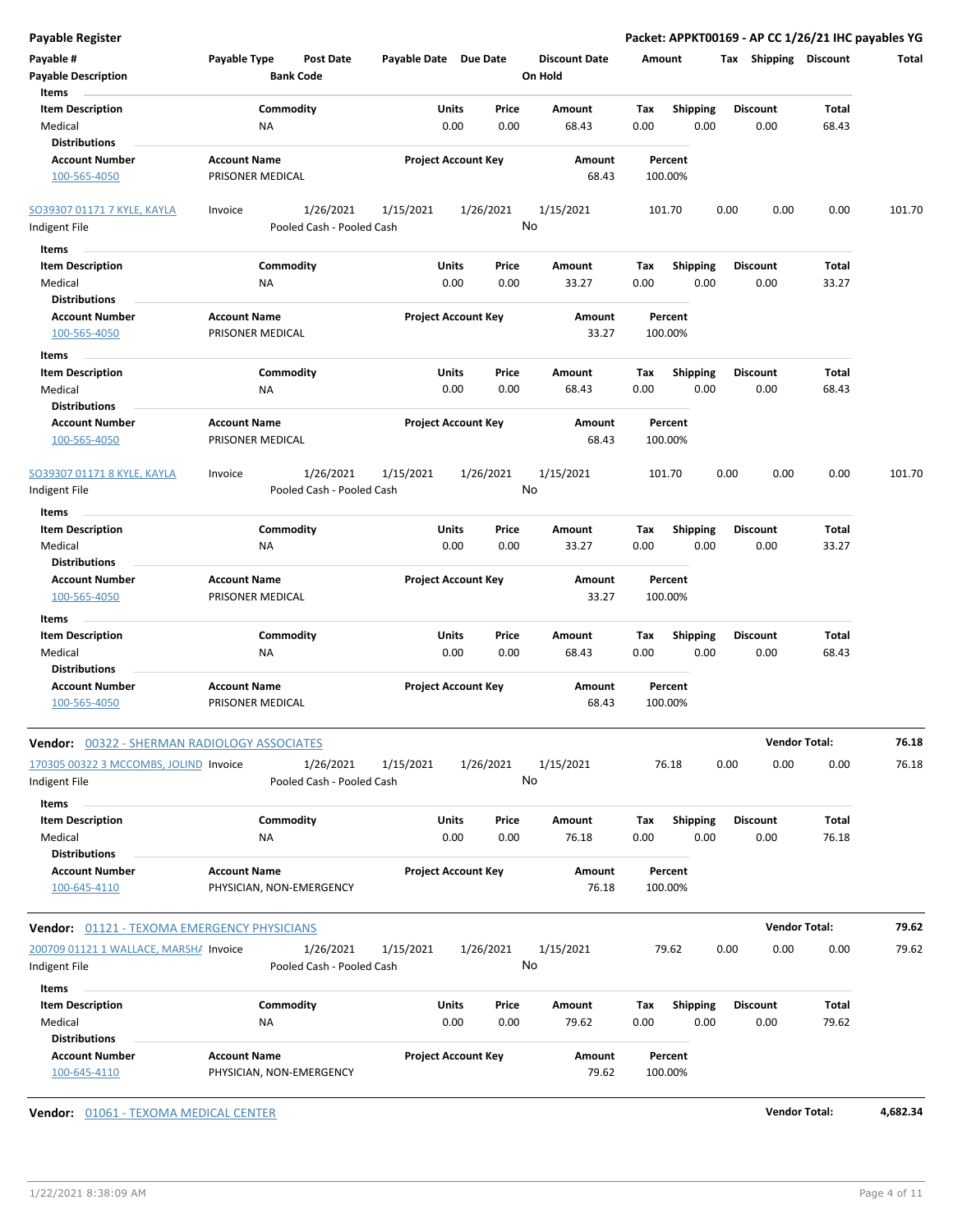# Payable Register

**Packet: APPKT00169 - AP CC 1/26/21 IHC payables YG**

| Payable # | Payable Type | Post Date | Payable Date | Due Date | Discount Date | Amount | Tax | Shipping | Discount | Total |
|---|---|---|---|---|---|---|---|---|---|---|
| Payable Description | | Bank Code | | | On Hold | | | | | |

Items

| Item Description | Commodity | Units | Price | Amount | Tax | Shipping | Discount | Total |
|---|---|---|---|---|---|---|---|---|
| Medical | NA | 0.00 | 0.00 | 68.43 | 0.00 | 0.00 | 0.00 | 68.43 |

Distributions

| Account Number | Account Name | Project Account Key | Amount | Percent |
|---|---|---|---|---|
| 100-565-4050 | PRISONER MEDICAL | | 68.43 | 100.00% |

| Payable # | Payable Type | Post Date | Payable Date | Due Date | Discount Date | Amount | Tax | Shipping | Discount | Total |
|---|---|---|---|---|---|---|---|---|---|---|
| SO39307 01171 7 KYLE, KAYLA | Invoice | 1/26/2021 | 1/15/2021 | 1/26/2021 | 1/15/2021 | 101.70 | 0.00 | 0.00 | 0.00 | 101.70 |
| Indigent File | | Pooled Cash - Pooled Cash | | | No | | | | | |

Items

| Item Description | Commodity | Units | Price | Amount | Tax | Shipping | Discount | Total |
|---|---|---|---|---|---|---|---|---|
| Medical | NA | 0.00 | 0.00 | 33.27 | 0.00 | 0.00 | 0.00 | 33.27 |

Distributions

| Account Number | Account Name | Project Account Key | Amount | Percent |
|---|---|---|---|---|
| 100-565-4050 | PRISONER MEDICAL | | 33.27 | 100.00% |

Items

| Item Description | Commodity | Units | Price | Amount | Tax | Shipping | Discount | Total |
|---|---|---|---|---|---|---|---|---|
| Medical | NA | 0.00 | 0.00 | 68.43 | 0.00 | 0.00 | 0.00 | 68.43 |

Distributions

| Account Number | Account Name | Project Account Key | Amount | Percent |
|---|---|---|---|---|
| 100-565-4050 | PRISONER MEDICAL | | 68.43 | 100.00% |

| Payable # | Payable Type | Post Date | Payable Date | Due Date | Discount Date | Amount | Tax | Shipping | Discount | Total |
|---|---|---|---|---|---|---|---|---|---|---|
| SO39307 01171 8 KYLE, KAYLA | Invoice | 1/26/2021 | 1/15/2021 | 1/26/2021 | 1/15/2021 | 101.70 | 0.00 | 0.00 | 0.00 | 101.70 |
| Indigent File | | Pooled Cash - Pooled Cash | | | No | | | | | |

Items

| Item Description | Commodity | Units | Price | Amount | Tax | Shipping | Discount | Total |
|---|---|---|---|---|---|---|---|---|
| Medical | NA | 0.00 | 0.00 | 33.27 | 0.00 | 0.00 | 0.00 | 33.27 |

Distributions

| Account Number | Account Name | Project Account Key | Amount | Percent |
|---|---|---|---|---|
| 100-565-4050 | PRISONER MEDICAL | | 33.27 | 100.00% |

Items

| Item Description | Commodity | Units | Price | Amount | Tax | Shipping | Discount | Total |
|---|---|---|---|---|---|---|---|---|
| Medical | NA | 0.00 | 0.00 | 68.43 | 0.00 | 0.00 | 0.00 | 68.43 |

Distributions

| Account Number | Account Name | Project Account Key | Amount | Percent |
|---|---|---|---|---|
| 100-565-4050 | PRISONER MEDICAL | | 68.43 | 100.00% |

**Vendor:** 00322 - SHERMAN RADIOLOGY ASSOCIATES — **Vendor Total: 76.18**

| Payable # | Payable Type | Post Date | Payable Date | Due Date | Discount Date | Amount | Tax | Shipping | Discount | Total |
|---|---|---|---|---|---|---|---|---|---|---|
| 170305 00322 3 MCCOMBS, JOLIND | Invoice | 1/26/2021 | 1/15/2021 | 1/26/2021 | 1/15/2021 | 76.18 | 0.00 | 0.00 | 0.00 | 76.18 |
| Indigent File | | Pooled Cash - Pooled Cash | | | No | | | | | |

Items

| Item Description | Commodity | Units | Price | Amount | Tax | Shipping | Discount | Total |
|---|---|---|---|---|---|---|---|---|
| Medical | NA | 0.00 | 0.00 | 76.18 | 0.00 | 0.00 | 0.00 | 76.18 |

Distributions

| Account Number | Account Name | Project Account Key | Amount | Percent |
|---|---|---|---|---|
| 100-645-4110 | PHYSICIAN, NON-EMERGENCY | | 76.18 | 100.00% |

**Vendor:** 01121 - TEXOMA EMERGENCY PHYSICIANS — **Vendor Total: 79.62**

| Payable # | Payable Type | Post Date | Payable Date | Due Date | Discount Date | Amount | Tax | Shipping | Discount | Total |
|---|---|---|---|---|---|---|---|---|---|---|
| 200709 01121 1 WALLACE, MARSHA | Invoice | 1/26/2021 | 1/15/2021 | 1/26/2021 | 1/15/2021 | 79.62 | 0.00 | 0.00 | 0.00 | 79.62 |
| Indigent File | | Pooled Cash - Pooled Cash | | | No | | | | | |

Items

| Item Description | Commodity | Units | Price | Amount | Tax | Shipping | Discount | Total |
|---|---|---|---|---|---|---|---|---|
| Medical | NA | 0.00 | 0.00 | 79.62 | 0.00 | 0.00 | 0.00 | 79.62 |

Distributions

| Account Number | Account Name | Project Account Key | Amount | Percent |
|---|---|---|---|---|
| 100-645-4110 | PHYSICIAN, NON-EMERGENCY | | 79.62 | 100.00% |

**Vendor:** 01061 - TEXOMA MEDICAL CENTER — **Vendor Total: 4,682.34**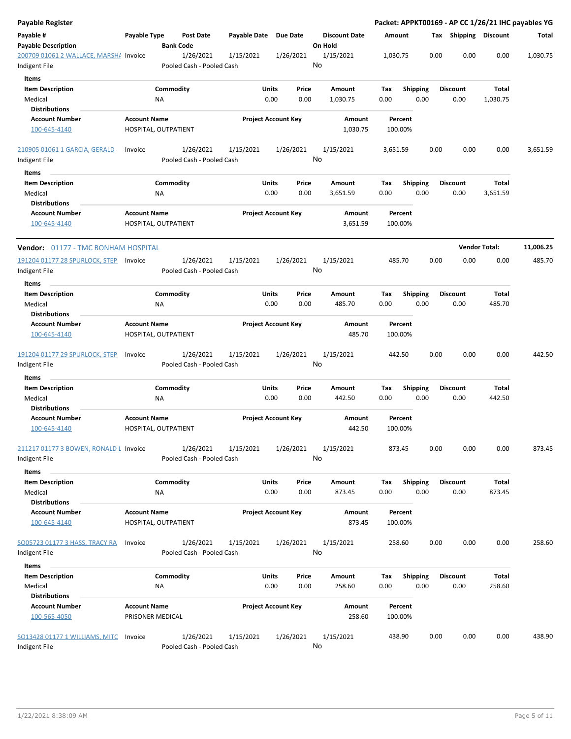# Payable Register

**Packet: APPKT00169 - AP CC 1/26/21 IHC payables YG**

| Payable # / Payable Description | Payable Type | Post Date / Bank Code | Payable Date | Due Date | Discount Date / On Hold | Amount | Tax | Shipping | Discount | Total |
|---|---|---|---|---|---|---|---|---|---|---|
| 200709 01061 2 WALLACE, MARSHA | Invoice | 1/26/2021 | 1/15/2021 | 1/26/2021 | 1/15/2021 | 1,030.75 | 0.00 | 0.00 | 0.00 | 1,030.75 |
| Indigent File | | Pooled Cash - Pooled Cash | | | No | | | | | |

**Items**

| Item Description | Commodity | Units | Price | Amount | Tax | Shipping | Discount | Total |
|---|---|---|---|---|---|---|---|---|
| Medical | NA | 0.00 | 0.00 | 1,030.75 | 0.00 | 0.00 | 0.00 | 1,030.75 |

**Distributions**

| Account Number | Account Name | Project Account Key | Amount | Percent |
|---|---|---|---|---|
| 100-645-4140 | HOSPITAL, OUTPATIENT | | 1,030.75 | 100.00% |

| Payable # / Payable Description | Payable Type | Post Date / Bank Code | Payable Date | Due Date | Discount Date / On Hold | Amount | Tax | Shipping | Discount | Total |
|---|---|---|---|---|---|---|---|---|---|---|
| 210905 01061 1 GARCIA, GERALD | Invoice | 1/26/2021 | 1/15/2021 | 1/26/2021 | 1/15/2021 | 3,651.59 | 0.00 | 0.00 | 0.00 | 3,651.59 |
| Indigent File | | Pooled Cash - Pooled Cash | | | No | | | | | |

**Items**

| Item Description | Commodity | Units | Price | Amount | Tax | Shipping | Discount | Total |
|---|---|---|---|---|---|---|---|---|
| Medical | NA | 0.00 | 0.00 | 3,651.59 | 0.00 | 0.00 | 0.00 | 3,651.59 |

**Distributions**

| Account Number | Account Name | Project Account Key | Amount | Percent |
|---|---|---|---|---|
| 100-645-4140 | HOSPITAL, OUTPATIENT | | 3,651.59 | 100.00% |

## Vendor: 01177 - TMC BONHAM HOSPITAL

**Vendor Total: 11,006.25**

| Payable # / Payable Description | Payable Type | Post Date / Bank Code | Payable Date | Due Date | Discount Date / On Hold | Amount | Tax | Shipping | Discount | Total |
|---|---|---|---|---|---|---|---|---|---|---|
| 191204 01177 28 SPURLOCK, STEP | Invoice | 1/26/2021 | 1/15/2021 | 1/26/2021 | 1/15/2021 | 485.70 | 0.00 | 0.00 | 0.00 | 485.70 |
| Indigent File | | Pooled Cash - Pooled Cash | | | No | | | | | |

**Items**

| Item Description | Commodity | Units | Price | Amount | Tax | Shipping | Discount | Total |
|---|---|---|---|---|---|---|---|---|
| Medical | NA | 0.00 | 0.00 | 485.70 | 0.00 | 0.00 | 0.00 | 485.70 |

**Distributions**

| Account Number | Account Name | Project Account Key | Amount | Percent |
|---|---|---|---|---|
| 100-645-4140 | HOSPITAL, OUTPATIENT | | 485.70 | 100.00% |

| Payable # / Payable Description | Payable Type | Post Date / Bank Code | Payable Date | Due Date | Discount Date / On Hold | Amount | Tax | Shipping | Discount | Total |
|---|---|---|---|---|---|---|---|---|---|---|
| 191204 01177 29 SPURLOCK, STEP | Invoice | 1/26/2021 | 1/15/2021 | 1/26/2021 | 1/15/2021 | 442.50 | 0.00 | 0.00 | 0.00 | 442.50 |
| Indigent File | | Pooled Cash - Pooled Cash | | | No | | | | | |

**Items**

| Item Description | Commodity | Units | Price | Amount | Tax | Shipping | Discount | Total |
|---|---|---|---|---|---|---|---|---|
| Medical | NA | 0.00 | 0.00 | 442.50 | 0.00 | 0.00 | 0.00 | 442.50 |

**Distributions**

| Account Number | Account Name | Project Account Key | Amount | Percent |
|---|---|---|---|---|
| 100-645-4140 | HOSPITAL, OUTPATIENT | | 442.50 | 100.00% |

| Payable # / Payable Description | Payable Type | Post Date / Bank Code | Payable Date | Due Date | Discount Date / On Hold | Amount | Tax | Shipping | Discount | Total |
|---|---|---|---|---|---|---|---|---|---|---|
| 211217 01177 3 BOWEN, RONALD L | Invoice | 1/26/2021 | 1/15/2021 | 1/26/2021 | 1/15/2021 | 873.45 | 0.00 | 0.00 | 0.00 | 873.45 |
| Indigent File | | Pooled Cash - Pooled Cash | | | No | | | | | |

**Items**

| Item Description | Commodity | Units | Price | Amount | Tax | Shipping | Discount | Total |
|---|---|---|---|---|---|---|---|---|
| Medical | NA | 0.00 | 0.00 | 873.45 | 0.00 | 0.00 | 0.00 | 873.45 |

**Distributions**

| Account Number | Account Name | Project Account Key | Amount | Percent |
|---|---|---|---|---|
| 100-645-4140 | HOSPITAL, OUTPATIENT | | 873.45 | 100.00% |

| Payable # / Payable Description | Payable Type | Post Date / Bank Code | Payable Date | Due Date | Discount Date / On Hold | Amount | Tax | Shipping | Discount | Total |
|---|---|---|---|---|---|---|---|---|---|---|
| SO05723 01177 3 HASS, TRACY RA | Invoice | 1/26/2021 | 1/15/2021 | 1/26/2021 | 1/15/2021 | 258.60 | 0.00 | 0.00 | 0.00 | 258.60 |
| Indigent File | | Pooled Cash - Pooled Cash | | | No | | | | | |

**Items**

| Item Description | Commodity | Units | Price | Amount | Tax | Shipping | Discount | Total |
|---|---|---|---|---|---|---|---|---|
| Medical | NA | 0.00 | 0.00 | 258.60 | 0.00 | 0.00 | 0.00 | 258.60 |

**Distributions**

| Account Number | Account Name | Project Account Key | Amount | Percent |
|---|---|---|---|---|
| 100-565-4050 | PRISONER MEDICAL | | 258.60 | 100.00% |

| Payable # / Payable Description | Payable Type | Post Date / Bank Code | Payable Date | Due Date | Discount Date / On Hold | Amount | Tax | Shipping | Discount | Total |
|---|---|---|---|---|---|---|---|---|---|---|
| SO13428 01177 1 WILLIAMS, MITC | Invoice | 1/26/2021 | 1/15/2021 | 1/26/2021 | 1/15/2021 | 438.90 | 0.00 | 0.00 | 0.00 | 438.90 |
| Indigent File | | Pooled Cash - Pooled Cash | | | No | | | | | |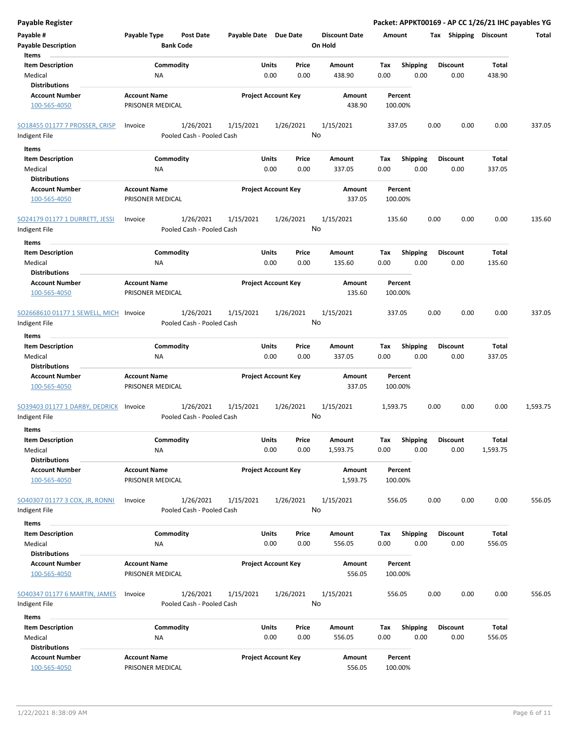**Payable Register** — Packet: APPKT00169 - AP CC 1/26/21 IHC payables YG

| Payable # | Payable Type | Post Date | Payable Date | Due Date | Discount Date | Amount | Tax | Shipping | Discount | Total |
|---|---|---|---|---|---|---|---|---|---|---|
| Payable Description | | Bank Code | | | On Hold | | | | | |

**Items**

| Item Description | Commodity | Units | Price | Amount | Tax | Shipping | Discount | Total |
|---|---|---|---|---|---|---|---|---|
| Medical | NA | 0.00 | 0.00 | 438.90 | 0.00 | 0.00 | 0.00 | 438.90 |

**Distributions**

| Account Number | Account Name | Project Account Key | Amount | Percent |
|---|---|---|---|---|
| 100-565-4050 | PRISONER MEDICAL | | 438.90 | 100.00% |

---

| Payable # | Payable Type | Post Date | Payable Date | Due Date | Discount Date | Amount | Tax | Shipping | Discount | Total |
|---|---|---|---|---|---|---|---|---|---|---|
| SO18455 01177 7 PROSSER, CRISP | Invoice | 1/26/2021 | 1/15/2021 | 1/26/2021 | 1/15/2021 | 337.05 | 0.00 | 0.00 | 0.00 | 337.05 |
| Indigent File | | Pooled Cash - Pooled Cash | | | No | | | | | |

**Items**

| Item Description | Commodity | Units | Price | Amount | Tax | Shipping | Discount | Total |
|---|---|---|---|---|---|---|---|---|
| Medical | NA | 0.00 | 0.00 | 337.05 | 0.00 | 0.00 | 0.00 | 337.05 |

**Distributions**

| Account Number | Account Name | Project Account Key | Amount | Percent |
|---|---|---|---|---|
| 100-565-4050 | PRISONER MEDICAL | | 337.05 | 100.00% |

---

| Payable # | Payable Type | Post Date | Payable Date | Due Date | Discount Date | Amount | Tax | Shipping | Discount | Total |
|---|---|---|---|---|---|---|---|---|---|---|
| SO24179 01177 1 DURRETT, JESSI | Invoice | 1/26/2021 | 1/15/2021 | 1/26/2021 | 1/15/2021 | 135.60 | 0.00 | 0.00 | 0.00 | 135.60 |
| Indigent File | | Pooled Cash - Pooled Cash | | | No | | | | | |

**Items**

| Item Description | Commodity | Units | Price | Amount | Tax | Shipping | Discount | Total |
|---|---|---|---|---|---|---|---|---|
| Medical | NA | 0.00 | 0.00 | 135.60 | 0.00 | 0.00 | 0.00 | 135.60 |

**Distributions**

| Account Number | Account Name | Project Account Key | Amount | Percent |
|---|---|---|---|---|
| 100-565-4050 | PRISONER MEDICAL | | 135.60 | 100.00% |

---

| Payable # | Payable Type | Post Date | Payable Date | Due Date | Discount Date | Amount | Tax | Shipping | Discount | Total |
|---|---|---|---|---|---|---|---|---|---|---|
| SO2668610 01177 1 SEWELL, MICH | Invoice | 1/26/2021 | 1/15/2021 | 1/26/2021 | 1/15/2021 | 337.05 | 0.00 | 0.00 | 0.00 | 337.05 |
| Indigent File | | Pooled Cash - Pooled Cash | | | No | | | | | |

**Items**

| Item Description | Commodity | Units | Price | Amount | Tax | Shipping | Discount | Total |
|---|---|---|---|---|---|---|---|---|
| Medical | NA | 0.00 | 0.00 | 337.05 | 0.00 | 0.00 | 0.00 | 337.05 |

**Distributions**

| Account Number | Account Name | Project Account Key | Amount | Percent |
|---|---|---|---|---|
| 100-565-4050 | PRISONER MEDICAL | | 337.05 | 100.00% |

---

| Payable # | Payable Type | Post Date | Payable Date | Due Date | Discount Date | Amount | Tax | Shipping | Discount | Total |
|---|---|---|---|---|---|---|---|---|---|---|
| SO39403 01177 1 DARBY, DEDRICK | Invoice | 1/26/2021 | 1/15/2021 | 1/26/2021 | 1/15/2021 | 1,593.75 | 0.00 | 0.00 | 0.00 | 1,593.75 |
| Indigent File | | Pooled Cash - Pooled Cash | | | No | | | | | |

**Items**

| Item Description | Commodity | Units | Price | Amount | Tax | Shipping | Discount | Total |
|---|---|---|---|---|---|---|---|---|
| Medical | NA | 0.00 | 0.00 | 1,593.75 | 0.00 | 0.00 | 0.00 | 1,593.75 |

**Distributions**

| Account Number | Account Name | Project Account Key | Amount | Percent |
|---|---|---|---|---|
| 100-565-4050 | PRISONER MEDICAL | | 1,593.75 | 100.00% |

---

| Payable # | Payable Type | Post Date | Payable Date | Due Date | Discount Date | Amount | Tax | Shipping | Discount | Total |
|---|---|---|---|---|---|---|---|---|---|---|
| SO40307 01177 3 COX, JR, RONNI | Invoice | 1/26/2021 | 1/15/2021 | 1/26/2021 | 1/15/2021 | 556.05 | 0.00 | 0.00 | 0.00 | 556.05 |
| Indigent File | | Pooled Cash - Pooled Cash | | | No | | | | | |

**Items**

| Item Description | Commodity | Units | Price | Amount | Tax | Shipping | Discount | Total |
|---|---|---|---|---|---|---|---|---|
| Medical | NA | 0.00 | 0.00 | 556.05 | 0.00 | 0.00 | 0.00 | 556.05 |

**Distributions**

| Account Number | Account Name | Project Account Key | Amount | Percent |
|---|---|---|---|---|
| 100-565-4050 | PRISONER MEDICAL | | 556.05 | 100.00% |

---

| Payable # | Payable Type | Post Date | Payable Date | Due Date | Discount Date | Amount | Tax | Shipping | Discount | Total |
|---|---|---|---|---|---|---|---|---|---|---|
| SO40347 01177 6 MARTIN, JAMES | Invoice | 1/26/2021 | 1/15/2021 | 1/26/2021 | 1/15/2021 | 556.05 | 0.00 | 0.00 | 0.00 | 556.05 |
| Indigent File | | Pooled Cash - Pooled Cash | | | No | | | | | |

**Items**

| Item Description | Commodity | Units | Price | Amount | Tax | Shipping | Discount | Total |
|---|---|---|---|---|---|---|---|---|
| Medical | NA | 0.00 | 0.00 | 556.05 | 0.00 | 0.00 | 0.00 | 556.05 |

**Distributions**

| Account Number | Account Name | Project Account Key | Amount | Percent |
|---|---|---|---|---|
| 100-565-4050 | PRISONER MEDICAL | | 556.05 | 100.00% |

1/22/2021 8:38:09 AM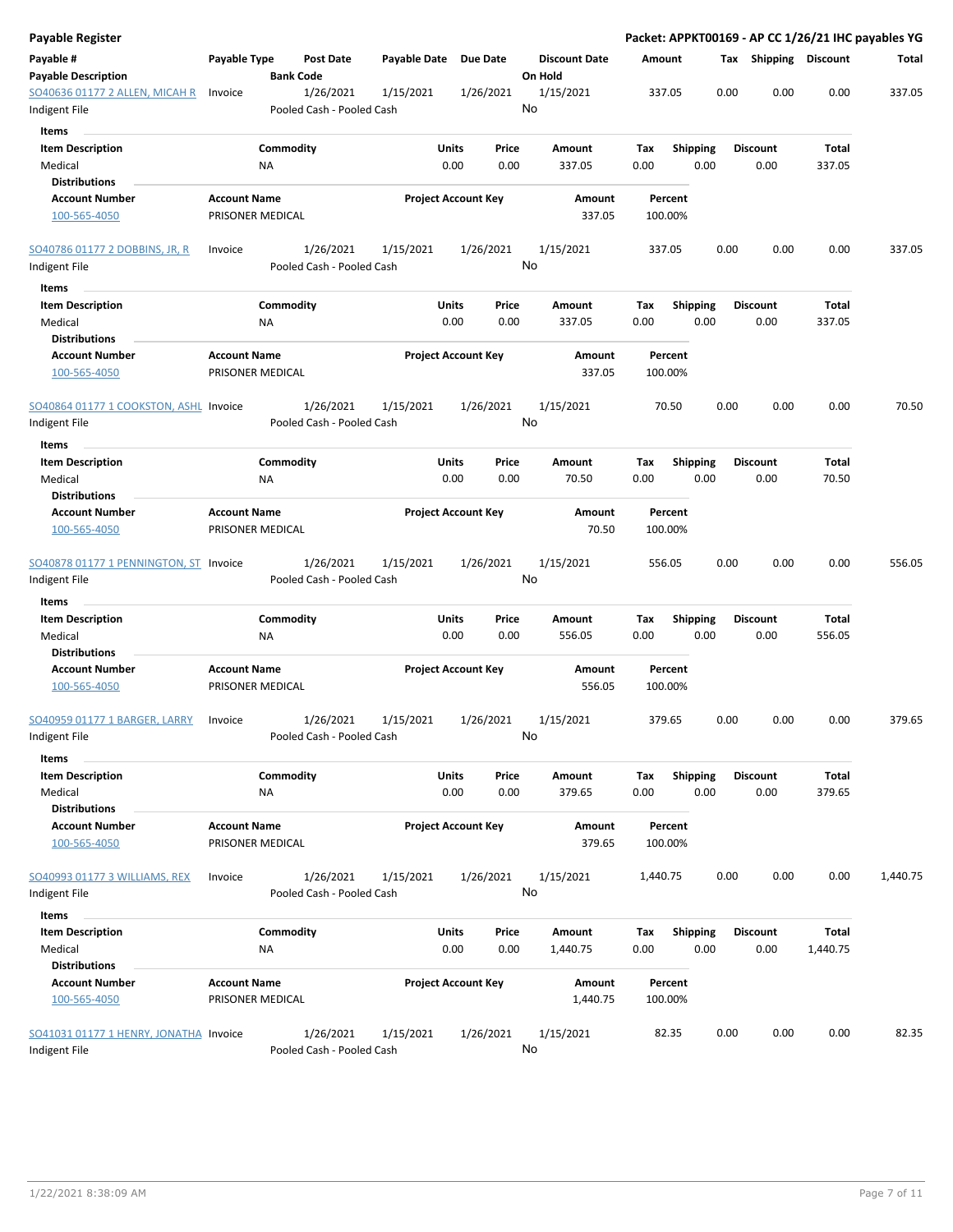# Payable Register

**Packet: APPKT00169 - AP CC 1/26/21 IHC payables YG**

| Payable # / Payable Description | Payable Type | Post Date / Bank Code | Payable Date | Due Date | Discount Date / On Hold | Amount | Tax | Shipping | Discount | Total |
|---|---|---|---|---|---|---|---|---|---|---|
| SO40636 01177 2 ALLEN, MICAH R / Indigent File | Invoice | 1/26/2021 / Pooled Cash - Pooled Cash | 1/15/2021 | 1/26/2021 | 1/15/2021 / No | 337.05 | 0.00 | 0.00 | 0.00 | 337.05 |

**Items**

| Item Description | Commodity | Units | Price | Amount | Tax | Shipping | Discount | Total |
|---|---|---|---|---|---|---|---|---|
| Medical | NA | 0.00 | 0.00 | 337.05 | 0.00 | 0.00 | 0.00 | 337.05 |

**Distributions**

| Account Number | Account Name | Project Account Key | Amount | Percent |
|---|---|---|---|---|
| 100-565-4050 | PRISONER MEDICAL | | 337.05 | 100.00% |

| Payable # / Payable Description | Payable Type | Post Date / Bank Code | Payable Date | Due Date | Discount Date / On Hold | Amount | Tax | Shipping | Discount | Total |
|---|---|---|---|---|---|---|---|---|---|---|
| SO40786 01177 2 DOBBINS, JR, R / Indigent File | Invoice | 1/26/2021 / Pooled Cash - Pooled Cash | 1/15/2021 | 1/26/2021 | 1/15/2021 / No | 337.05 | 0.00 | 0.00 | 0.00 | 337.05 |

**Items**

| Item Description | Commodity | Units | Price | Amount | Tax | Shipping | Discount | Total |
|---|---|---|---|---|---|---|---|---|
| Medical | NA | 0.00 | 0.00 | 337.05 | 0.00 | 0.00 | 0.00 | 337.05 |

**Distributions**

| Account Number | Account Name | Project Account Key | Amount | Percent |
|---|---|---|---|---|
| 100-565-4050 | PRISONER MEDICAL | | 337.05 | 100.00% |

| Payable # / Payable Description | Payable Type | Post Date / Bank Code | Payable Date | Due Date | Discount Date / On Hold | Amount | Tax | Shipping | Discount | Total |
|---|---|---|---|---|---|---|---|---|---|---|
| SO40864 01177 1 COOKSTON, ASHL / Indigent File | Invoice | 1/26/2021 / Pooled Cash - Pooled Cash | 1/15/2021 | 1/26/2021 | 1/15/2021 / No | 70.50 | 0.00 | 0.00 | 0.00 | 70.50 |

**Items**

| Item Description | Commodity | Units | Price | Amount | Tax | Shipping | Discount | Total |
|---|---|---|---|---|---|---|---|---|
| Medical | NA | 0.00 | 0.00 | 70.50 | 0.00 | 0.00 | 0.00 | 70.50 |

**Distributions**

| Account Number | Account Name | Project Account Key | Amount | Percent |
|---|---|---|---|---|
| 100-565-4050 | PRISONER MEDICAL | | 70.50 | 100.00% |

| Payable # / Payable Description | Payable Type | Post Date / Bank Code | Payable Date | Due Date | Discount Date / On Hold | Amount | Tax | Shipping | Discount | Total |
|---|---|---|---|---|---|---|---|---|---|---|
| SO40878 01177 1 PENNINGTON, ST / Indigent File | Invoice | 1/26/2021 / Pooled Cash - Pooled Cash | 1/15/2021 | 1/26/2021 | 1/15/2021 / No | 556.05 | 0.00 | 0.00 | 0.00 | 556.05 |

**Items**

| Item Description | Commodity | Units | Price | Amount | Tax | Shipping | Discount | Total |
|---|---|---|---|---|---|---|---|---|
| Medical | NA | 0.00 | 0.00 | 556.05 | 0.00 | 0.00 | 0.00 | 556.05 |

**Distributions**

| Account Number | Account Name | Project Account Key | Amount | Percent |
|---|---|---|---|---|
| 100-565-4050 | PRISONER MEDICAL | | 556.05 | 100.00% |

| Payable # / Payable Description | Payable Type | Post Date / Bank Code | Payable Date | Due Date | Discount Date / On Hold | Amount | Tax | Shipping | Discount | Total |
|---|---|---|---|---|---|---|---|---|---|---|
| SO40959 01177 1 BARGER, LARRY / Indigent File | Invoice | 1/26/2021 / Pooled Cash - Pooled Cash | 1/15/2021 | 1/26/2021 | 1/15/2021 / No | 379.65 | 0.00 | 0.00 | 0.00 | 379.65 |

**Items**

| Item Description | Commodity | Units | Price | Amount | Tax | Shipping | Discount | Total |
|---|---|---|---|---|---|---|---|---|
| Medical | NA | 0.00 | 0.00 | 379.65 | 0.00 | 0.00 | 0.00 | 379.65 |

**Distributions**

| Account Number | Account Name | Project Account Key | Amount | Percent |
|---|---|---|---|---|
| 100-565-4050 | PRISONER MEDICAL | | 379.65 | 100.00% |

| Payable # / Payable Description | Payable Type | Post Date / Bank Code | Payable Date | Due Date | Discount Date / On Hold | Amount | Tax | Shipping | Discount | Total |
|---|---|---|---|---|---|---|---|---|---|---|
| SO40993 01177 3 WILLIAMS, REX / Indigent File | Invoice | 1/26/2021 / Pooled Cash - Pooled Cash | 1/15/2021 | 1/26/2021 | 1/15/2021 / No | 1,440.75 | 0.00 | 0.00 | 0.00 | 1,440.75 |

**Items**

| Item Description | Commodity | Units | Price | Amount | Tax | Shipping | Discount | Total |
|---|---|---|---|---|---|---|---|---|
| Medical | NA | 0.00 | 0.00 | 1,440.75 | 0.00 | 0.00 | 0.00 | 1,440.75 |

**Distributions**

| Account Number | Account Name | Project Account Key | Amount | Percent |
|---|---|---|---|---|
| 100-565-4050 | PRISONER MEDICAL | | 1,440.75 | 100.00% |

| Payable # / Payable Description | Payable Type | Post Date / Bank Code | Payable Date | Due Date | Discount Date / On Hold | Amount | Tax | Shipping | Discount | Total |
|---|---|---|---|---|---|---|---|---|---|---|
| SO41031 01177 1 HENRY, JONATHA / Indigent File | Invoice | 1/26/2021 / Pooled Cash - Pooled Cash | 1/15/2021 | 1/26/2021 | 1/15/2021 / No | 82.35 | 0.00 | 0.00 | 0.00 | 82.35 |

1/22/2021 8:38:09 AM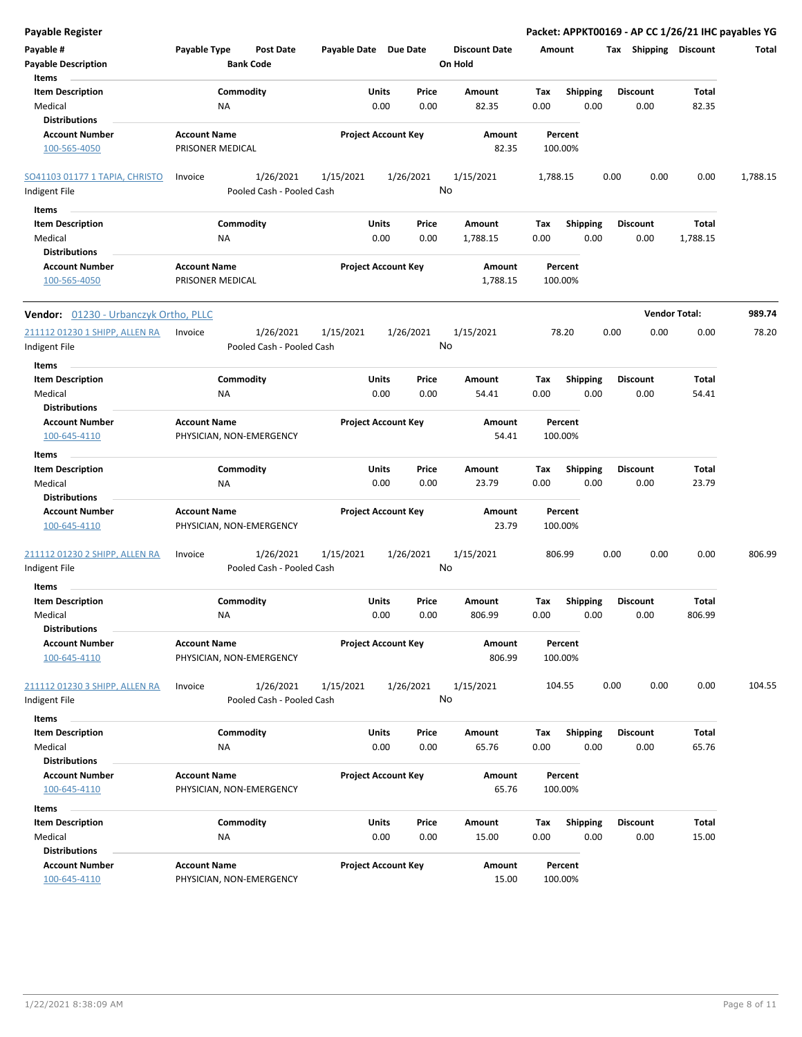**Payable Register** — **Packet: APPKT00169 - AP CC 1/26/21 IHC payables YG**

| Payable # | Payable Type | Post Date | Payable Date | Due Date | Discount Date | Amount | Tax | Shipping | Discount | Total |
|---|---|---|---|---|---|---|---|---|---|---|
| Payable Description | | Bank Code | | | On Hold | | | | | |

**Items**

| Item Description | Commodity | Units | Price | Amount | Tax | Shipping | Discount | Total |
|---|---|---|---|---|---|---|---|---|
| Medical | NA | 0.00 | 0.00 | 82.35 | 0.00 | 0.00 | 0.00 | 82.35 |

**Distributions**

| Account Number | Account Name | Project Account Key | Amount | Percent |
|---|---|---|---|---|
| 100-565-4050 | PRISONER MEDICAL | | 82.35 | 100.00% |

| Payable # | Payable Type | Post Date | Payable Date | Due Date | Discount Date | Amount | Tax | Shipping | Discount | Total |
|---|---|---|---|---|---|---|---|---|---|---|
| SO41103 01177 1 TAPIA, CHRISTO | Invoice | 1/26/2021 | 1/15/2021 | 1/26/2021 | 1/15/2021 | 1,788.15 | 0.00 | 0.00 | 0.00 | 1,788.15 |
| Indigent File | | Pooled Cash - Pooled Cash | | | No | | | | | |

**Items**

| Item Description | Commodity | Units | Price | Amount | Tax | Shipping | Discount | Total |
|---|---|---|---|---|---|---|---|---|
| Medical | NA | 0.00 | 0.00 | 1,788.15 | 0.00 | 0.00 | 0.00 | 1,788.15 |

**Distributions**

| Account Number | Account Name | Project Account Key | Amount | Percent |
|---|---|---|---|---|
| 100-565-4050 | PRISONER MEDICAL | | 1,788.15 | 100.00% |

**Vendor:** 01230 - Urbanczyk Ortho, PLLC — **Vendor Total:** 989.74

| Payable # | Payable Type | Post Date | Payable Date | Due Date | Discount Date | Amount | Tax | Shipping | Discount | Total |
|---|---|---|---|---|---|---|---|---|---|---|
| 211112 01230 1 SHIPP, ALLEN RA | Invoice | 1/26/2021 | 1/15/2021 | 1/26/2021 | 1/15/2021 | 78.20 | 0.00 | 0.00 | 0.00 | 78.20 |
| Indigent File | | Pooled Cash - Pooled Cash | | | No | | | | | |

**Items**

| Item Description | Commodity | Units | Price | Amount | Tax | Shipping | Discount | Total |
|---|---|---|---|---|---|---|---|---|
| Medical | NA | 0.00 | 0.00 | 54.41 | 0.00 | 0.00 | 0.00 | 54.41 |

**Distributions**

| Account Number | Account Name | Project Account Key | Amount | Percent |
|---|---|---|---|---|
| 100-645-4110 | PHYSICIAN, NON-EMERGENCY | | 54.41 | 100.00% |

**Items**

| Item Description | Commodity | Units | Price | Amount | Tax | Shipping | Discount | Total |
|---|---|---|---|---|---|---|---|---|
| Medical | NA | 0.00 | 0.00 | 23.79 | 0.00 | 0.00 | 0.00 | 23.79 |

**Distributions**

| Account Number | Account Name | Project Account Key | Amount | Percent |
|---|---|---|---|---|
| 100-645-4110 | PHYSICIAN, NON-EMERGENCY | | 23.79 | 100.00% |

| Payable # | Payable Type | Post Date | Payable Date | Due Date | Discount Date | Amount | Tax | Shipping | Discount | Total |
|---|---|---|---|---|---|---|---|---|---|---|
| 211112 01230 2 SHIPP, ALLEN RA | Invoice | 1/26/2021 | 1/15/2021 | 1/26/2021 | 1/15/2021 | 806.99 | 0.00 | 0.00 | 0.00 | 806.99 |
| Indigent File | | Pooled Cash - Pooled Cash | | | No | | | | | |

**Items**

| Item Description | Commodity | Units | Price | Amount | Tax | Shipping | Discount | Total |
|---|---|---|---|---|---|---|---|---|
| Medical | NA | 0.00 | 0.00 | 806.99 | 0.00 | 0.00 | 0.00 | 806.99 |

**Distributions**

| Account Number | Account Name | Project Account Key | Amount | Percent |
|---|---|---|---|---|
| 100-645-4110 | PHYSICIAN, NON-EMERGENCY | | 806.99 | 100.00% |

| Payable # | Payable Type | Post Date | Payable Date | Due Date | Discount Date | Amount | Tax | Shipping | Discount | Total |
|---|---|---|---|---|---|---|---|---|---|---|
| 211112 01230 3 SHIPP, ALLEN RA | Invoice | 1/26/2021 | 1/15/2021 | 1/26/2021 | 1/15/2021 | 104.55 | 0.00 | 0.00 | 0.00 | 104.55 |
| Indigent File | | Pooled Cash - Pooled Cash | | | No | | | | | |

**Items**

| Item Description | Commodity | Units | Price | Amount | Tax | Shipping | Discount | Total |
|---|---|---|---|---|---|---|---|---|
| Medical | NA | 0.00 | 0.00 | 65.76 | 0.00 | 0.00 | 0.00 | 65.76 |

**Distributions**

| Account Number | Account Name | Project Account Key | Amount | Percent |
|---|---|---|---|---|
| 100-645-4110 | PHYSICIAN, NON-EMERGENCY | | 65.76 | 100.00% |

**Items**

| Item Description | Commodity | Units | Price | Amount | Tax | Shipping | Discount | Total |
|---|---|---|---|---|---|---|---|---|
| Medical | NA | 0.00 | 0.00 | 15.00 | 0.00 | 0.00 | 0.00 | 15.00 |

**Distributions**

| Account Number | Account Name | Project Account Key | Amount | Percent |
|---|---|---|---|---|
| 100-645-4110 | PHYSICIAN, NON-EMERGENCY | | 15.00 | 100.00% |

1/22/2021 8:38:09 AM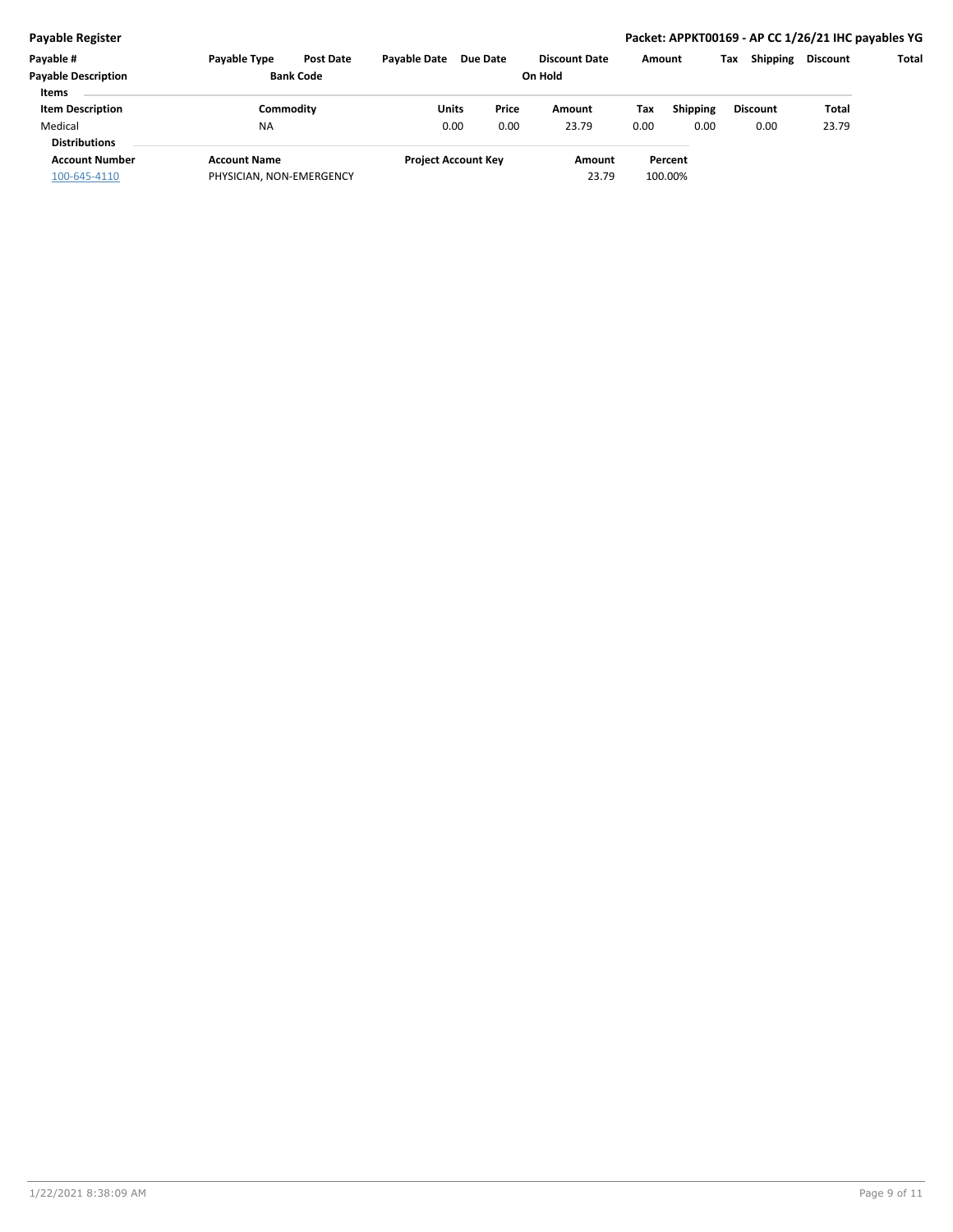| Payable # | Payable Type | Post Date | Payable Date | Due Date | Discount Date | Amount | Tax | Shipping | Discount | Total |
|---|---|---|---|---|---|---|---|---|---|---|
| Payable Description | | Bank Code | | | On Hold | | | | | |

**Items**

| Item Description | Commodity | Units | Price | Amount | Tax | Shipping | Discount | Total |
|---|---|---|---|---|---|---|---|---|
| Medical | NA | 0.00 | 0.00 | 23.79 | 0.00 | 0.00 | 0.00 | 23.79 |

**Distributions**

| Account Number | Account Name | Project Account Key | Amount | Percent |
|---|---|---|---|---|
| 100-645-4110 | PHYSICIAN, NON-EMERGENCY | | 23.79 | 100.00% |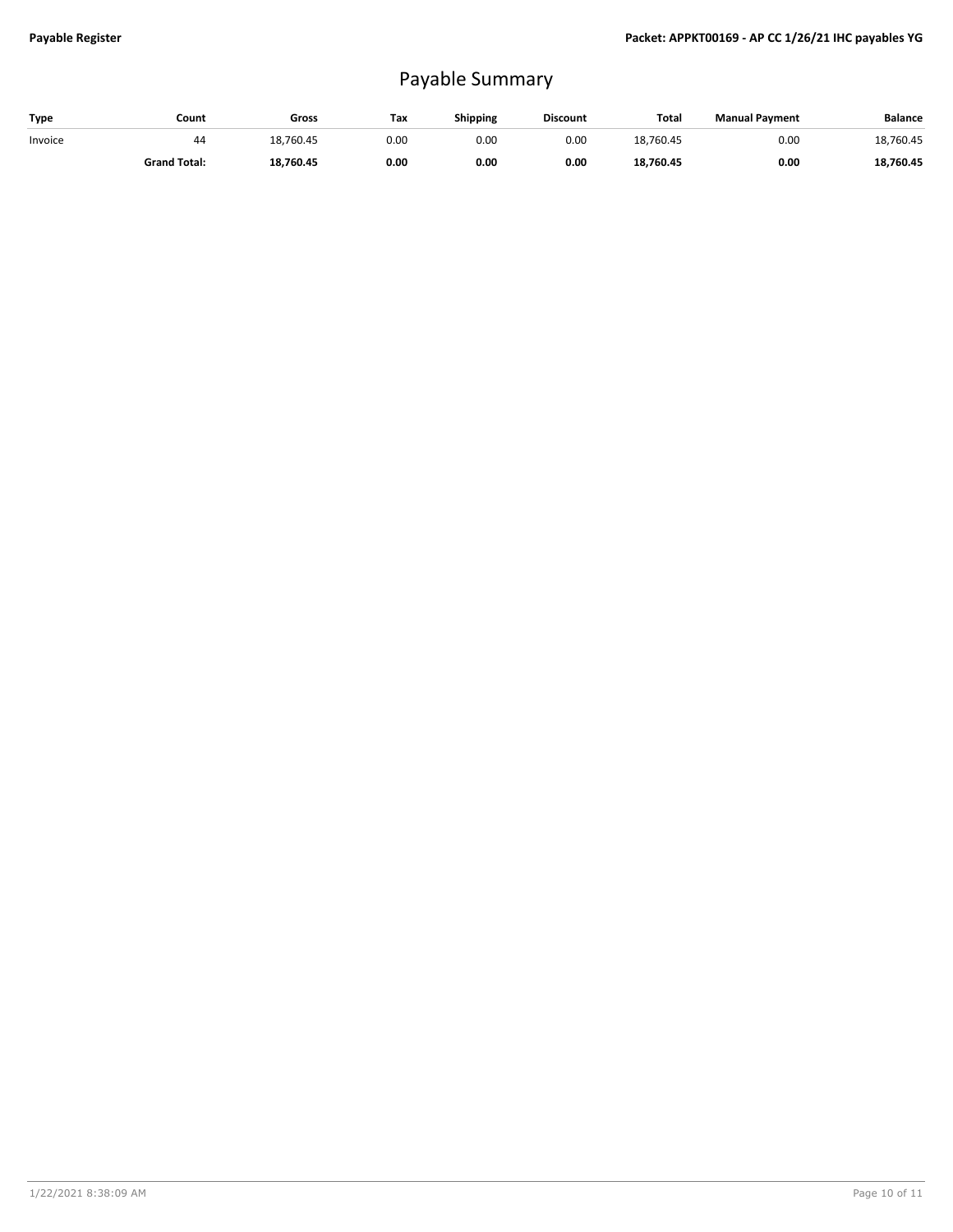# Payable Summary

| Type | Count | Gross | Tax | Shipping | Discount | Total | Manual Payment | Balance |
|---|---|---|---|---|---|---|---|---|
| Invoice | 44 | 18,760.45 | 0.00 | 0.00 | 0.00 | 18,760.45 | 0.00 | 18,760.45 |
| | **Grand Total:** | **18,760.45** | **0.00** | **0.00** | **0.00** | **18,760.45** | **0.00** | **18,760.45** |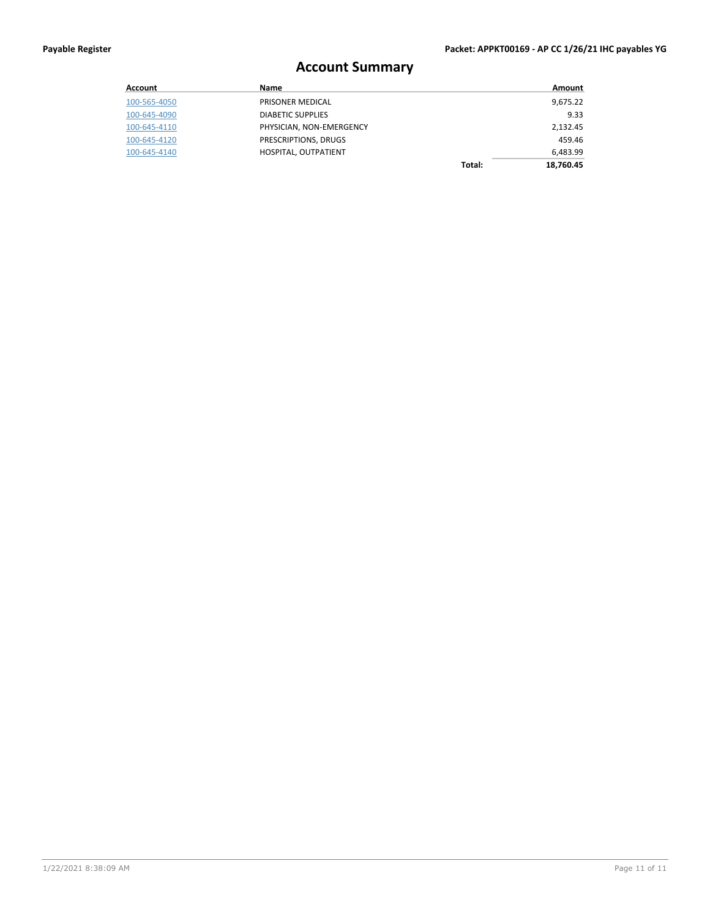# Account Summary

| Account | Name | | Amount |
| --- | --- | --- | --- |
| 100-565-4050 | PRISONER MEDICAL | | 9,675.22 |
| 100-645-4090 | DIABETIC SUPPLIES | | 9.33 |
| 100-645-4110 | PHYSICIAN, NON-EMERGENCY | | 2,132.45 |
| 100-645-4120 | PRESCRIPTIONS, DRUGS | | 459.46 |
| 100-645-4140 | HOSPITAL, OUTPATIENT | | 6,483.99 |
| | | **Total:** | **18,760.45** |